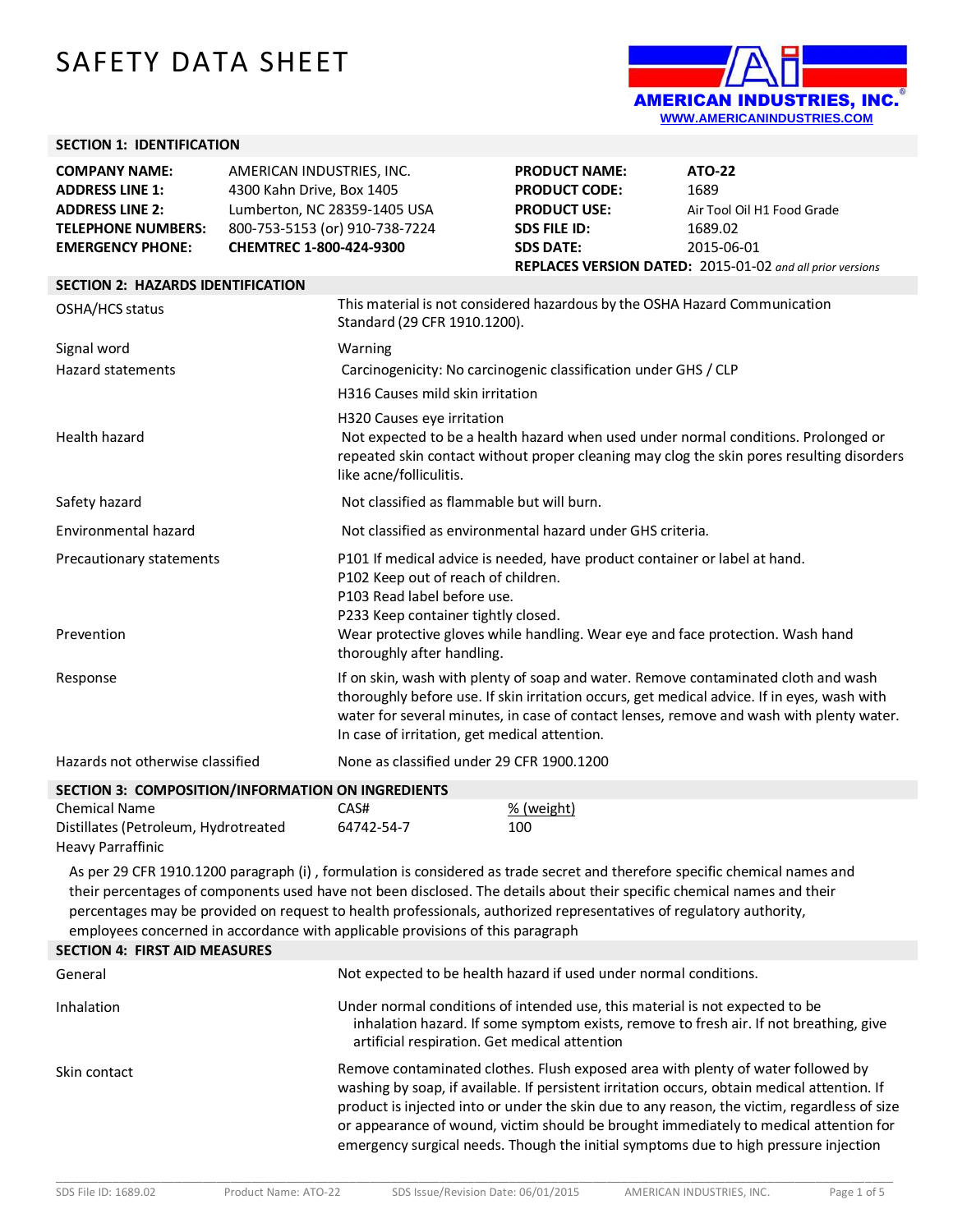# SAFETY DATA SHEET

**AMERICAN INDUSTRIES, INC.**
WWW.AMERICANINDUSTRIES.COM

## SECTION 1: IDENTIFICATION

| | | | |
|---|---|---|---|
| **COMPANY NAME:** | AMERICAN INDUSTRIES, INC. | **PRODUCT NAME:** | **ATO-22** |
| **ADDRESS LINE 1:** | 4300 Kahn Drive, Box 1405 | **PRODUCT CODE:** | 1689 |
| **ADDRESS LINE 2:** | Lumberton, NC 28359-1405 USA | **PRODUCT USE:** | Air Tool Oil H1 Food Grade |
| **TELEPHONE NUMBERS:** | 800-753-5153 (or) 910-738-7224 | **SDS FILE ID:** | 1689.02 |
| **EMERGENCY PHONE:** | **CHEMTREC 1-800-424-9300** | **SDS DATE:** | 2015-06-01 |

**REPLACES VERSION DATED:** 2015-01-02 *and all prior versions*

## SECTION 2: HAZARDS IDENTIFICATION

| | |
|---|---|
| OSHA/HCS status | This material is not considered hazardous by the OSHA Hazard Communication Standard (29 CFR 1910.1200). |
| Signal word | Warning |
| Hazard statements | Carcinogenicity: No carcinogenic classification under GHS / CLP<br>H316 Causes mild skin irritation<br>H320 Causes eye irritation |
| Health hazard | Not expected to be a health hazard when used under normal conditions. Prolonged or repeated skin contact without proper cleaning may clog the skin pores resulting disorders like acne/folliculitis. |
| Safety hazard | Not classified as flammable but will burn. |
| Environmental hazard | Not classified as environmental hazard under GHS criteria. |
| Precautionary statements | P101 If medical advice is needed, have product container or label at hand.<br>P102 Keep out of reach of children.<br>P103 Read label before use.<br>P233 Keep container tightly closed. |
| Prevention | Wear protective gloves while handling. Wear eye and face protection. Wash hand thoroughly after handling. |
| Response | If on skin, wash with plenty of soap and water. Remove contaminated cloth and wash thoroughly before use. If skin irritation occurs, get medical advice. If in eyes, wash with water for several minutes, in case of contact lenses, remove and wash with plenty water. In case of irritation, get medical attention. |
| Hazards not otherwise classified | None as classified under 29 CFR 1900.1200 |

## SECTION 3: COMPOSITION/INFORMATION ON INGREDIENTS

| Chemical Name | CAS# | % (weight) |
|---|---|---|
| Distillates (Petroleum, Hydrotreated Heavy Parraffinic | 64742-54-7 | 100 |

As per 29 CFR 1910.1200 paragraph (i) , formulation is considered as trade secret and therefore specific chemical names and their percentages of components used have not been disclosed. The details about their specific chemical names and their percentages may be provided on request to health professionals, authorized representatives of regulatory authority, employees concerned in accordance with applicable provisions of this paragraph

## SECTION 4: FIRST AID MEASURES

| | |
|---|---|
| General | Not expected to be health hazard if used under normal conditions. |
| Inhalation | Under normal conditions of intended use, this material is not expected to be inhalation hazard. If some symptom exists, remove to fresh air. If not breathing, give artificial respiration. Get medical attention |
| Skin contact | Remove contaminated clothes. Flush exposed area with plenty of water followed by washing by soap, if available. If persistent irritation occurs, obtain medical attention. If product is injected into or under the skin due to any reason, the victim, regardless of size or appearance of wound, victim should be brought immediately to medical attention for emergency surgical needs. Though the initial symptoms due to high pressure injection |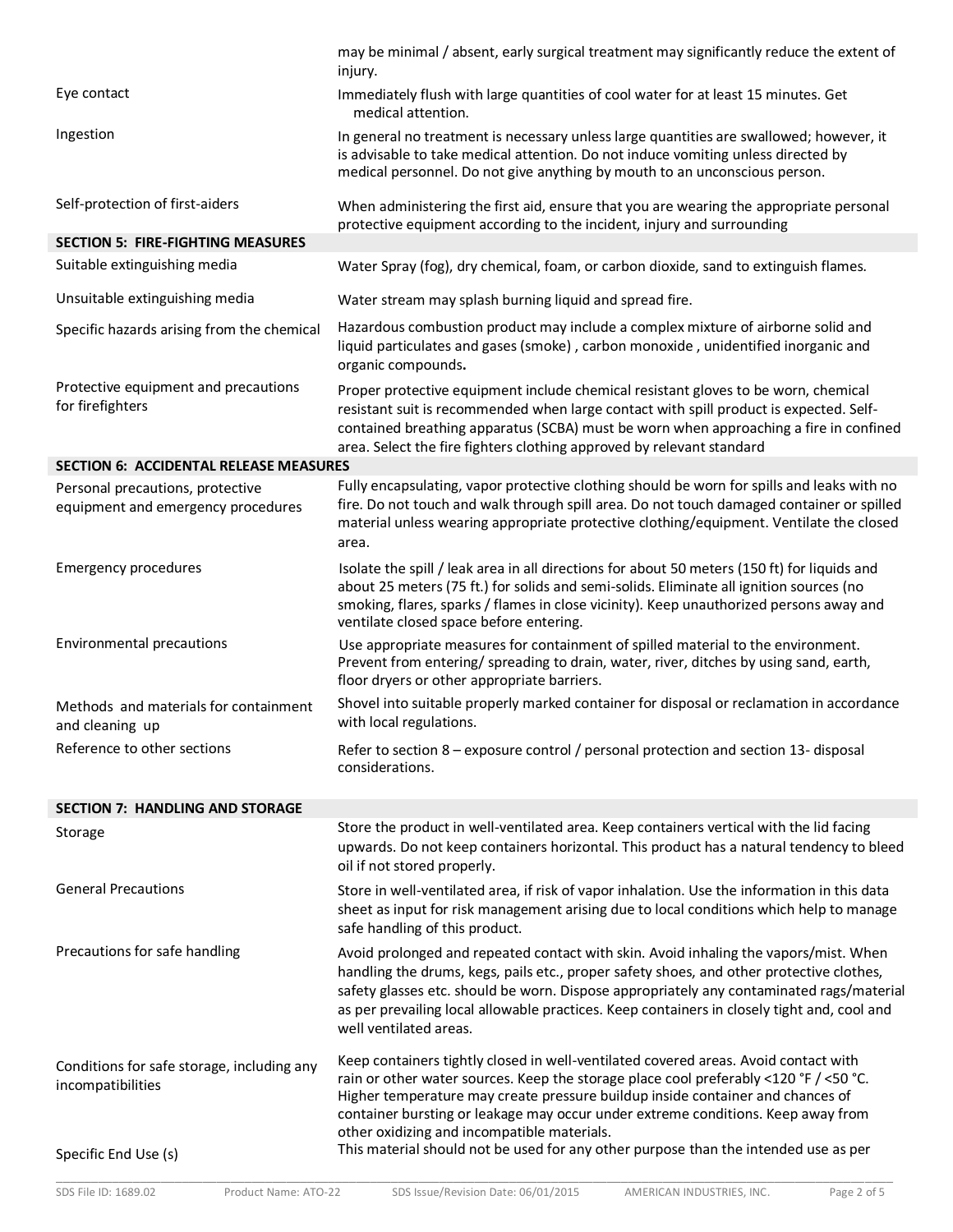| | |
|---|---|
| | may be minimal / absent, early surgical treatment may significantly reduce the extent of injury. |
| Eye contact | Immediately flush with large quantities of cool water for at least 15 minutes. Get medical attention. |
| Ingestion | In general no treatment is necessary unless large quantities are swallowed; however, it is advisable to take medical attention. Do not induce vomiting unless directed by medical personnel. Do not give anything by mouth to an unconscious person. |
| Self-protection of first-aiders | When administering the first aid, ensure that you are wearing the appropriate personal protective equipment according to the incident, injury and surrounding |

## SECTION 5: FIRE-FIGHTING MEASURES

| | |
|---|---|
| Suitable extinguishing media | Water Spray (fog), dry chemical, foam, or carbon dioxide, sand to extinguish flames. |
| Unsuitable extinguishing media | Water stream may splash burning liquid and spread fire. |
| Specific hazards arising from the chemical | Hazardous combustion product may include a complex mixture of airborne solid and liquid particulates and gases (smoke) , carbon monoxide , unidentified inorganic and organic compounds**.** |
| Protective equipment and precautions for firefighters | Proper protective equipment include chemical resistant gloves to be worn, chemical resistant suit is recommended when large contact with spill product is expected. Self-contained breathing apparatus (SCBA) must be worn when approaching a fire in confined area. Select the fire fighters clothing approved by relevant standard |

## SECTION 6: ACCIDENTAL RELEASE MEASURES

| | |
|---|---|
| Personal precautions, protective equipment and emergency procedures | Fully encapsulating, vapor protective clothing should be worn for spills and leaks with no fire. Do not touch and walk through spill area. Do not touch damaged container or spilled material unless wearing appropriate protective clothing/equipment. Ventilate the closed area. |
| Emergency procedures | Isolate the spill / leak area in all directions for about 50 meters (150 ft) for liquids and about 25 meters (75 ft.) for solids and semi-solids. Eliminate all ignition sources (no smoking, flares, sparks / flames in close vicinity). Keep unauthorized persons away and ventilate closed space before entering. |
| Environmental precautions | Use appropriate measures for containment of spilled material to the environment. Prevent from entering/ spreading to drain, water, river, ditches by using sand, earth, floor dryers or other appropriate barriers. |
| Methods and materials for containment and cleaning up | Shovel into suitable properly marked container for disposal or reclamation in accordance with local regulations. |
| Reference to other sections | Refer to section 8 – exposure control / personal protection and section 13- disposal considerations. |

## SECTION 7: HANDLING AND STORAGE

| | |
|---|---|
| Storage | Store the product in well-ventilated area. Keep containers vertical with the lid facing upwards. Do not keep containers horizontal. This product has a natural tendency to bleed oil if not stored properly. |
| General Precautions | Store in well-ventilated area, if risk of vapor inhalation. Use the information in this data sheet as input for risk management arising due to local conditions which help to manage safe handling of this product. |
| Precautions for safe handling | Avoid prolonged and repeated contact with skin. Avoid inhaling the vapors/mist. When handling the drums, kegs, pails etc., proper safety shoes, and other protective clothes, safety glasses etc. should be worn. Dispose appropriately any contaminated rags/material as per prevailing local allowable practices. Keep containers in closely tight and, cool and well ventilated areas. |
| Conditions for safe storage, including any incompatibilities | Keep containers tightly closed in well-ventilated covered areas. Avoid contact with rain or other water sources. Keep the storage place cool preferably <120 °F / <50 °C. Higher temperature may create pressure buildup inside container and chances of container bursting or leakage may occur under extreme conditions. Keep away from other oxidizing and incompatible materials. |
| Specific End Use (s) | This material should not be used for any other purpose than the intended use as per |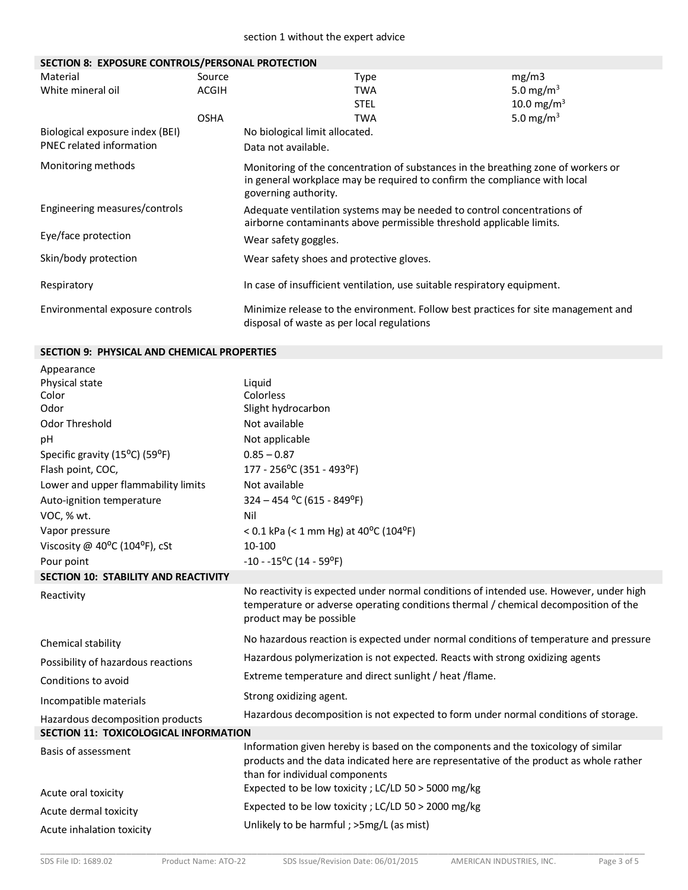section 1 without the expert advice

## SECTION 8: EXPOSURE CONTROLS/PERSONAL PROTECTION

| Material | Source | Type | mg/m3 |
|---|---|---|---|
| White mineral oil | ACGIH | TWA | 5.0 $mg/m^3$ |
| | | STEL | 10.0 $mg/m^3$ |
| | OSHA | TWA | 5.0 $mg/m^3$ |

| | |
|---|---|
| Biological exposure index (BEI) | No biological limit allocated. |
| PNEC related information | Data not available. |
| Monitoring methods | Monitoring of the concentration of substances in the breathing zone of workers or in general workplace may be required to confirm the compliance with local governing authority. |
| Engineering measures/controls | Adequate ventilation systems may be needed to control concentrations of airborne contaminants above permissible threshold applicable limits. |
| Eye/face protection | Wear safety goggles. |
| Skin/body protection | Wear safety shoes and protective gloves. |
| Respiratory | In case of insufficient ventilation, use suitable respiratory equipment. |
| Environmental exposure controls | Minimize release to the environment. Follow best practices for site management and disposal of waste as per local regulations |

## SECTION 9: PHYSICAL AND CHEMICAL PROPERTIES

| | |
|---|---|
| Appearance | |
| Physical state | Liquid |
| Color | Colorless |
| Odor | Slight hydrocarbon |
| Odor Threshold | Not available |
| pH | Not applicable |
| Specific gravity (15°C) (59°F) | 0.85 – 0.87 |
| Flash point, COC, | 177 - 256°C (351 - 493°F) |
| Lower and upper flammability limits | Not available |
| Auto-ignition temperature | 324 – 454 °C (615 - 849°F) |
| VOC, % wt. | Nil |
| Vapor pressure | < 0.1 kPa (< 1 mm Hg) at 40°C (104°F) |
| Viscosity @ 40°C (104°F), cSt | 10-100 |
| Pour point | -10 - -15°C (14 - 59°F) |

## SECTION 10: STABILITY AND REACTIVITY

| | |
|---|---|
| Reactivity | No reactivity is expected under normal conditions of intended use. However, under high temperature or adverse operating conditions thermal / chemical decomposition of the product may be possible |
| Chemical stability | No hazardous reaction is expected under normal conditions of temperature and pressure |
| Possibility of hazardous reactions | Hazardous polymerization is not expected. Reacts with strong oxidizing agents |
| Conditions to avoid | Extreme temperature and direct sunlight / heat /flame. |
| Incompatible materials | Strong oxidizing agent. |
| Hazardous decomposition products | Hazardous decomposition is not expected to form under normal conditions of storage. |

## SECTION 11: TOXICOLOGICAL INFORMATION

| | |
|---|---|
| Basis of assessment | Information given hereby is based on the components and the toxicology of similar products and the data indicated here are representative of the product as whole rather than for individual components |
| Acute oral toxicity | Expected to be low toxicity ; LC/LD 50 > 5000 mg/kg |
| Acute dermal toxicity | Expected to be low toxicity ; LC/LD 50 > 2000 mg/kg |
| Acute inhalation toxicity | Unlikely to be harmful ; >5mg/L (as mist) |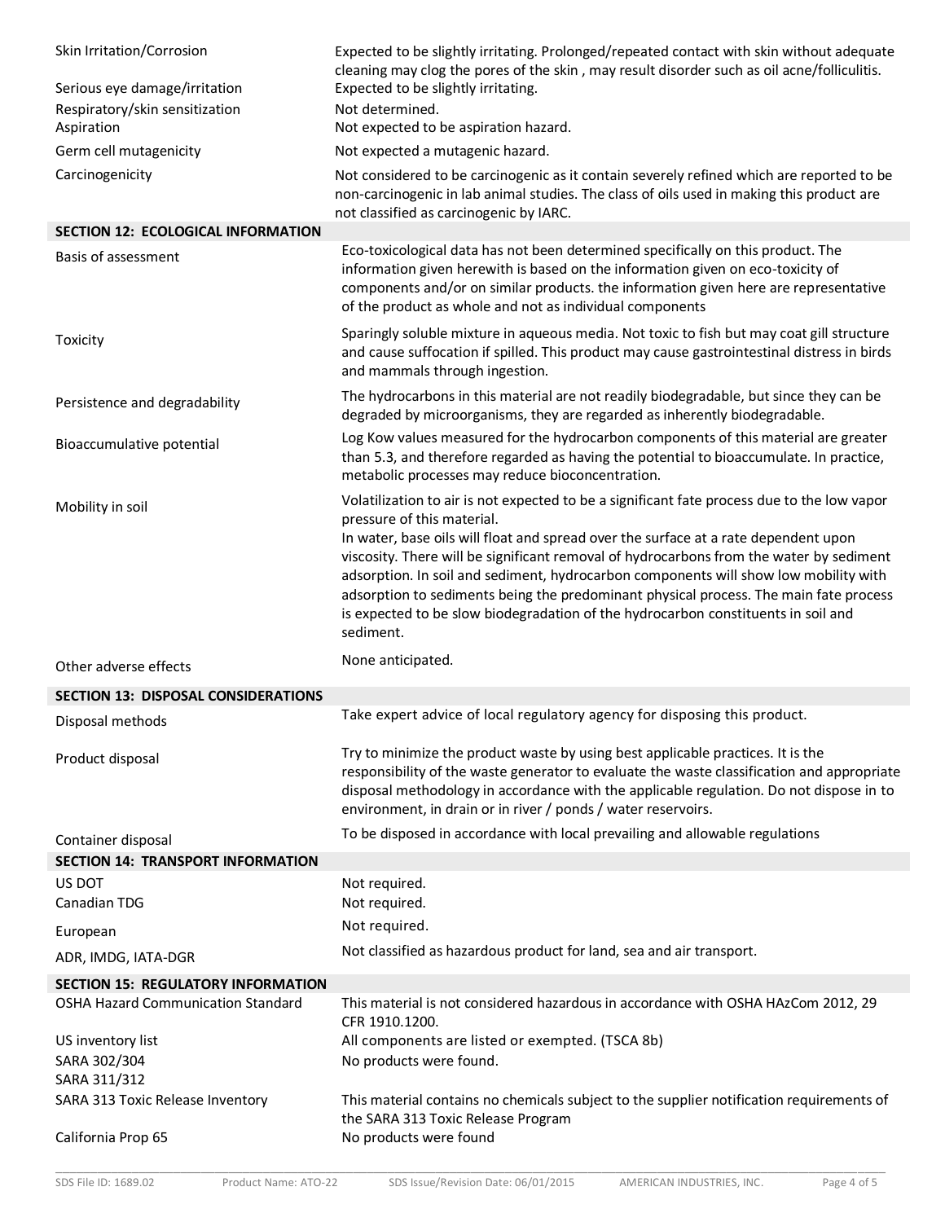| | |
|---|---|
| Skin Irritation/Corrosion | Expected to be slightly irritating. Prolonged/repeated contact with skin without adequate cleaning may clog the pores of the skin , may result disorder such as oil acne/folliculitis. |
| Serious eye damage/irritation | Expected to be slightly irritating. |
| Respiratory/skin sensitization | Not determined. |
| Aspiration | Not expected to be aspiration hazard. |
| Germ cell mutagenicity | Not expected a mutagenic hazard. |
| Carcinogenicity | Not considered to be carcinogenic as it contain severely refined which are reported to be non-carcinogenic in lab animal studies. The class of oils used in making this product are not classified as carcinogenic by IARC. |

## SECTION 12: ECOLOGICAL INFORMATION

| | |
|---|---|
| Basis of assessment | Eco-toxicological data has not been determined specifically on this product. The information given herewith is based on the information given on eco-toxicity of components and/or on similar products. the information given here are representative of the product as whole and not as individual components |
| Toxicity | Sparingly soluble mixture in aqueous media. Not toxic to fish but may coat gill structure and cause suffocation if spilled. This product may cause gastrointestinal distress in birds and mammals through ingestion. |
| Persistence and degradability | The hydrocarbons in this material are not readily biodegradable, but since they can be degraded by microorganisms, they are regarded as inherently biodegradable. |
| Bioaccumulative potential | Log Kow values measured for the hydrocarbon components of this material are greater than 5.3, and therefore regarded as having the potential to bioaccumulate. In practice, metabolic processes may reduce bioconcentration. |
| Mobility in soil | Volatilization to air is not expected to be a significant fate process due to the low vapor pressure of this material.<br>In water, base oils will float and spread over the surface at a rate dependent upon viscosity. There will be significant removal of hydrocarbons from the water by sediment adsorption. In soil and sediment, hydrocarbon components will show low mobility with adsorption to sediments being the predominant physical process. The main fate process is expected to be slow biodegradation of the hydrocarbon constituents in soil and sediment. |
| Other adverse effects | None anticipated. |

## SECTION 13: DISPOSAL CONSIDERATIONS

| | |
|---|---|
| Disposal methods | Take expert advice of local regulatory agency for disposing this product. |
| Product disposal | Try to minimize the product waste by using best applicable practices. It is the responsibility of the waste generator to evaluate the waste classification and appropriate disposal methodology in accordance with the applicable regulation. Do not dispose in to environment, in drain or in river / ponds / water reservoirs. |
| Container disposal | To be disposed in accordance with local prevailing and allowable regulations |

## SECTION 14: TRANSPORT INFORMATION

| | |
|---|---|
| US DOT | Not required. |
| Canadian TDG | Not required. |
| European | Not required. |
| ADR, IMDG, IATA-DGR | Not classified as hazardous product for land, sea and air transport. |

## SECTION 15: REGULATORY INFORMATION

| | |
|---|---|
| OSHA Hazard Communication Standard | This material is not considered hazardous in accordance with OSHA HAzCom 2012, 29 CFR 1910.1200. |
| US inventory list | All components are listed or exempted. (TSCA 8b) |
| SARA 302/304<br>SARA 311/312 | No products were found. |
| SARA 313 Toxic Release Inventory | This material contains no chemicals subject to the supplier notification requirements of the SARA 313 Toxic Release Program |
| California Prop 65 | No products were found |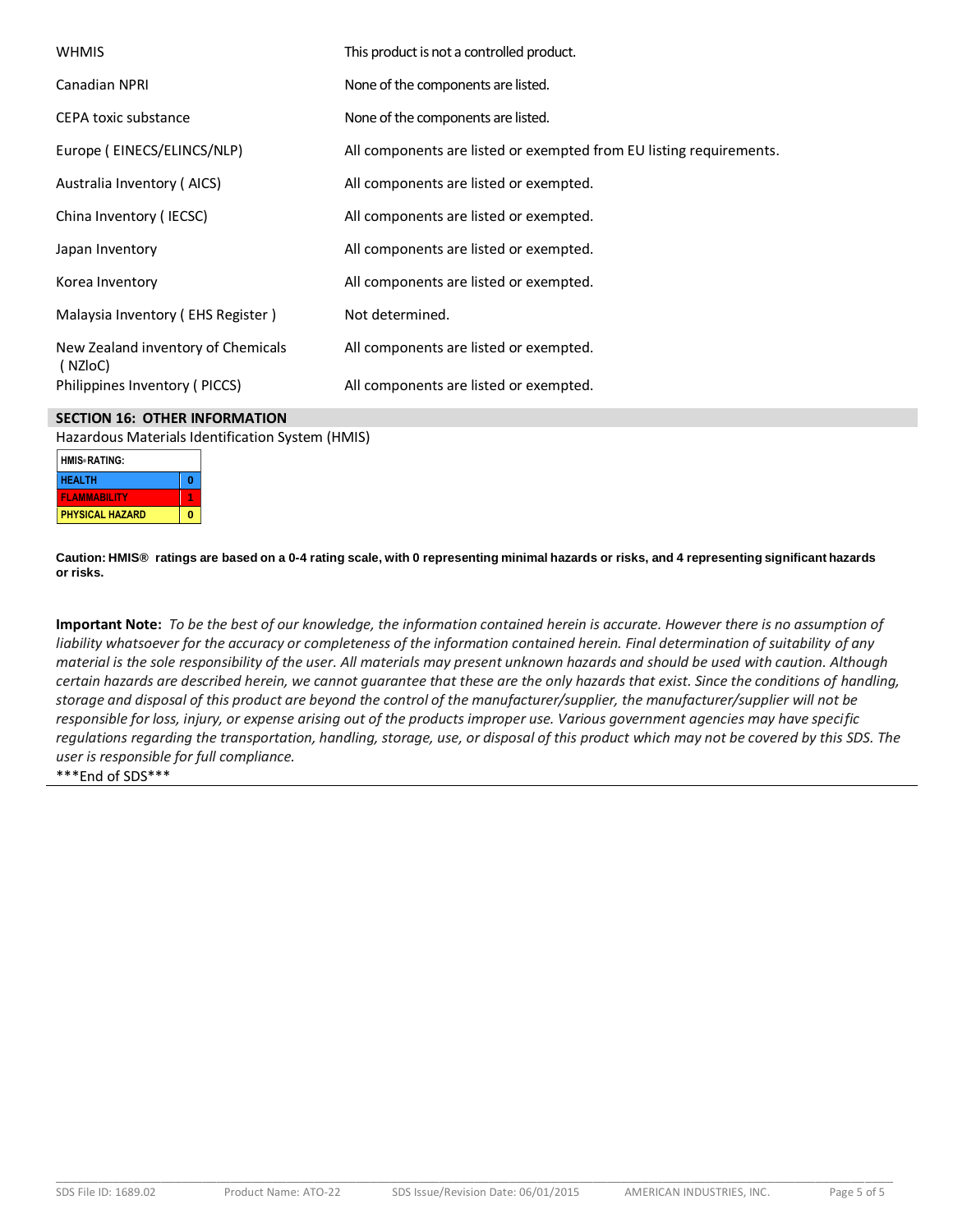| | |
|---|---|
| WHMIS | This product is not a controlled product. |
| Canadian NPRI | None of the components are listed. |
| CEPA toxic substance | None of the components are listed. |
| Europe ( EINECS/ELINCS/NLP) | All components are listed or exempted from EU listing requirements. |
| Australia Inventory ( AICS) | All components are listed or exempted. |
| China Inventory ( IECSC) | All components are listed or exempted. |
| Japan Inventory | All components are listed or exempted. |
| Korea Inventory | All components are listed or exempted. |
| Malaysia Inventory ( EHS Register ) | Not determined. |
| New Zealand inventory of Chemicals ( NZloC) | All components are listed or exempted. |
| Philippines Inventory ( PICCS) | All components are listed or exempted. |

## SECTION 16: OTHER INFORMATION

Hazardous Materials Identification System (HMIS)

| HMIS® RATING: | |
|---|---|
| HEALTH | 0 |
| FLAMMABILITY | 1 |
| PHYSICAL HAZARD | 0 |

**Caution: HMIS® ratings are based on a 0-4 rating scale, with 0 representing minimal hazards or risks, and 4 representing significant hazards or risks.**

**Important Note:** *To be the best of our knowledge, the information contained herein is accurate. However there is no assumption of liability whatsoever for the accuracy or completeness of the information contained herein. Final determination of suitability of any material is the sole responsibility of the user. All materials may present unknown hazards and should be used with caution. Although certain hazards are described herein, we cannot guarantee that these are the only hazards that exist. Since the conditions of handling, storage and disposal of this product are beyond the control of the manufacturer/supplier, the manufacturer/supplier will not be responsible for loss, injury, or expense arising out of the products improper use. Various government agencies may have specific regulations regarding the transportation, handling, storage, use, or disposal of this product which may not be covered by this SDS. The user is responsible for full compliance.*

***End of SDS***